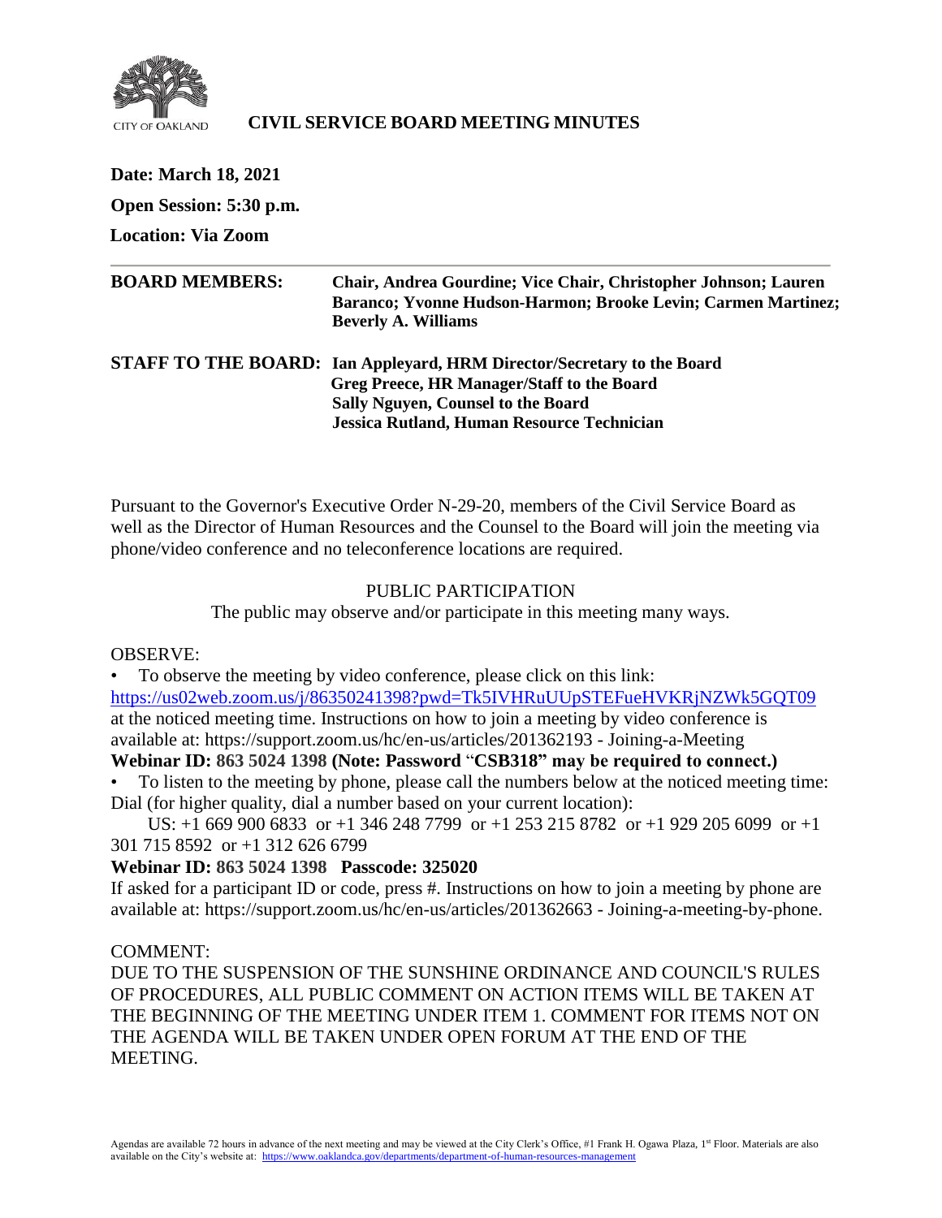CITY OF OAKLAND

# CIVIL SERVICE BOARD MEETING MINUTES

**Date: March 18, 2021**

**Open Session: 5:30 p.m.**

**Location: Via Zoom**

---

**BOARD MEMBERS:** **Chair, Andrea Gourdine; Vice Chair, Christopher Johnson; Lauren Baranco; Yvonne Hudson-Harmon; Brooke Levin; Carmen Martinez; Beverly A. Williams**

**STAFF TO THE BOARD:** **Ian Appleyard, HRM Director/Secretary to the Board**
**Greg Preece, HR Manager/Staff to the Board**
**Sally Nguyen, Counsel to the Board**
**Jessica Rutland, Human Resource Technician**

Pursuant to the Governor's Executive Order N-29-20, members of the Civil Service Board as well as the Director of Human Resources and the Counsel to the Board will join the meeting via phone/video conference and no teleconference locations are required.

PUBLIC PARTICIPATION

The public may observe and/or participate in this meeting many ways.

OBSERVE:

- To observe the meeting by video conference, please click on this link: https://us02web.zoom.us/j/86350241398?pwd=Tk5IVHRuUUpSTEFueHVKRjNZWk5GQT09 at the noticed meeting time. Instructions on how to join a meeting by video conference is available at: https://support.zoom.us/hc/en-us/articles/201362193 - Joining-a-Meeting

**Webinar ID: 863 5024 1398 (Note: Password "CSB318" may be required to connect.)**

- To listen to the meeting by phone, please call the numbers below at the noticed meeting time: Dial (for higher quality, dial a number based on your current location):

US: +1 669 900 6833 or +1 346 248 7799 or +1 253 215 8782 or +1 929 205 6099 or +1 301 715 8592 or +1 312 626 6799

**Webinar ID: 863 5024 1398 Passcode: 325020**

If asked for a participant ID or code, press #. Instructions on how to join a meeting by phone are available at: https://support.zoom.us/hc/en-us/articles/201362663 - Joining-a-meeting-by-phone.

COMMENT:

DUE TO THE SUSPENSION OF THE SUNSHINE ORDINANCE AND COUNCIL'S RULES OF PROCEDURES, ALL PUBLIC COMMENT ON ACTION ITEMS WILL BE TAKEN AT THE BEGINNING OF THE MEETING UNDER ITEM 1. COMMENT FOR ITEMS NOT ON THE AGENDA WILL BE TAKEN UNDER OPEN FORUM AT THE END OF THE MEETING.

Agendas are available 72 hours in advance of the next meeting and may be viewed at the City Clerk's Office, #1 Frank H. Ogawa Plaza, 1st Floor. Materials are also available on the City's website at: https://www.oaklandca.gov/departments/department-of-human-resources-management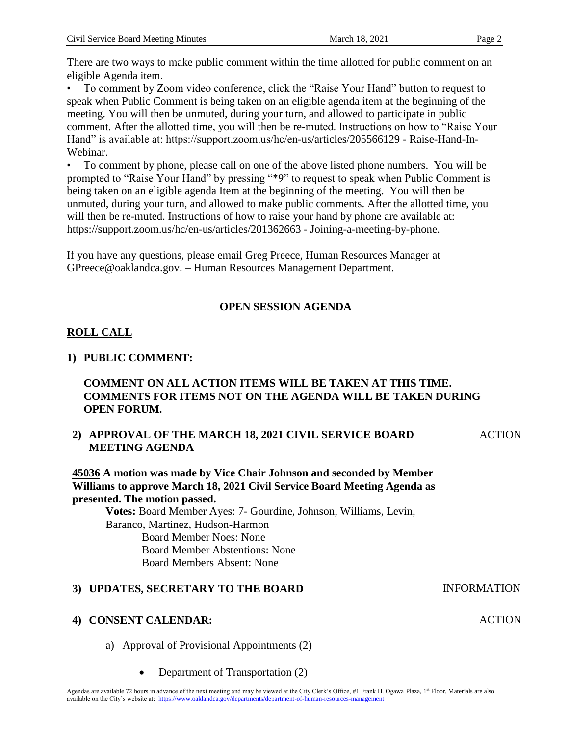There are two ways to make public comment within the time allotted for public comment on an eligible Agenda item.

- To comment by Zoom video conference, click the "Raise Your Hand" button to request to speak when Public Comment is being taken on an eligible agenda item at the beginning of the meeting. You will then be unmuted, during your turn, and allowed to participate in public comment. After the allotted time, you will then be re-muted. Instructions on how to "Raise Your Hand" is available at: https://support.zoom.us/hc/en-us/articles/205566129 - Raise-Hand-In-Webinar.
- To comment by phone, please call on one of the above listed phone numbers. You will be prompted to "Raise Your Hand" by pressing "*9" to request to speak when Public Comment is being taken on an eligible agenda Item at the beginning of the meeting. You will then be unmuted, during your turn, and allowed to make public comments. After the allotted time, you will then be re-muted. Instructions of how to raise your hand by phone are available at: https://support.zoom.us/hc/en-us/articles/201362663 - Joining-a-meeting-by-phone.

If you have any questions, please email Greg Preece, Human Resources Manager at GPreece@oaklandca.gov. – Human Resources Management Department.

## OPEN SESSION AGENDA

**ROLL CALL**

**1) PUBLIC COMMENT:**

**COMMENT ON ALL ACTION ITEMS WILL BE TAKEN AT THIS TIME. COMMENTS FOR ITEMS NOT ON THE AGENDA WILL BE TAKEN DURING OPEN FORUM.**

**2) APPROVAL OF THE MARCH 18, 2021 CIVIL SERVICE BOARD MEETING AGENDA** — ACTION

**45036 A motion was made by Vice Chair Johnson and seconded by Member Williams to approve March 18, 2021 Civil Service Board Meeting Agenda as presented. The motion passed.**

**Votes:** Board Member Ayes: 7- Gourdine, Johnson, Williams, Levin, Baranco, Martinez, Hudson-Harmon
Board Member Noes: None
Board Member Abstentions: None
Board Members Absent: None

**3) UPDATES, SECRETARY TO THE BOARD** — INFORMATION

**4) CONSENT CALENDAR:** — ACTION

a) Approval of Provisional Appointments (2)

- Department of Transportation (2)

Agendas are available 72 hours in advance of the next meeting and may be viewed at the City Clerk's Office, #1 Frank H. Ogawa Plaza, 1st Floor. Materials are also available on the City's website at: https://www.oaklandca.gov/departments/department-of-human-resources-management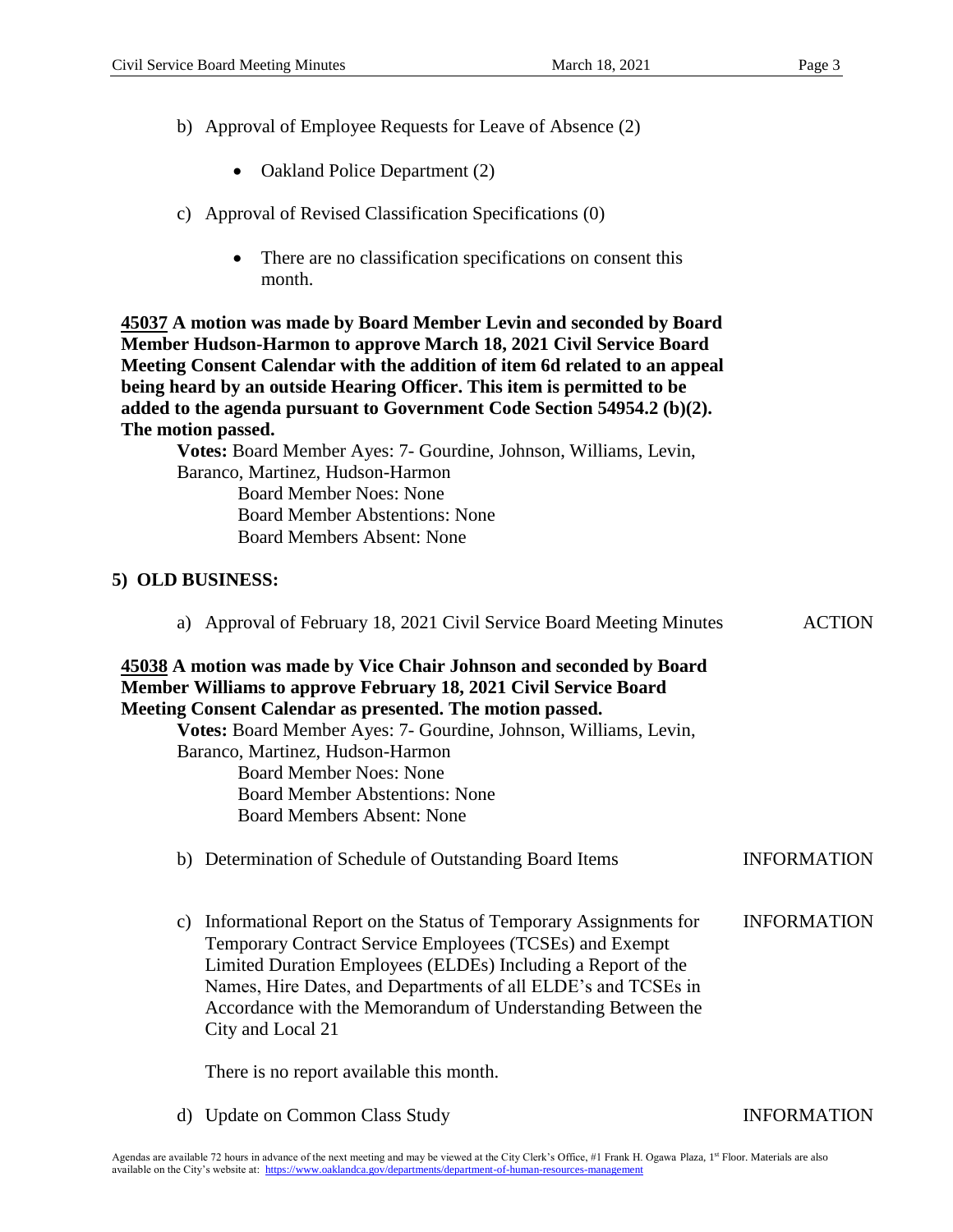b) Approval of Employee Requests for Leave of Absence (2)

- Oakland Police Department (2)

c) Approval of Revised Classification Specifications (0)

- There are no classification specifications on consent this month.

**45037 A motion was made by Board Member Levin and seconded by Board Member Hudson-Harmon to approve March 18, 2021 Civil Service Board Meeting Consent Calendar with the addition of item 6d related to an appeal being heard by an outside Hearing Officer. This item is permitted to be added to the agenda pursuant to Government Code Section 54954.2 (b)(2). The motion passed.**

**Votes:** Board Member Ayes: 7- Gourdine, Johnson, Williams, Levin, Baranco, Martinez, Hudson-Harmon
Board Member Noes: None
Board Member Abstentions: None
Board Members Absent: None

## 5) OLD BUSINESS:

a) Approval of February 18, 2021 Civil Service Board Meeting Minutes — ACTION

**45038 A motion was made by Vice Chair Johnson and seconded by Board Member Williams to approve February 18, 2021 Civil Service Board Meeting Consent Calendar as presented. The motion passed.**

**Votes:** Board Member Ayes: 7- Gourdine, Johnson, Williams, Levin, Baranco, Martinez, Hudson-Harmon
Board Member Noes: None
Board Member Abstentions: None
Board Members Absent: None

b) Determination of Schedule of Outstanding Board Items — INFORMATION

c) Informational Report on the Status of Temporary Assignments for Temporary Contract Service Employees (TCSEs) and Exempt Limited Duration Employees (ELDEs) Including a Report of the Names, Hire Dates, and Departments of all ELDE's and TCSEs in Accordance with the Memorandum of Understanding Between the City and Local 21 — INFORMATION

There is no report available this month.

d) Update on Common Class Study — INFORMATION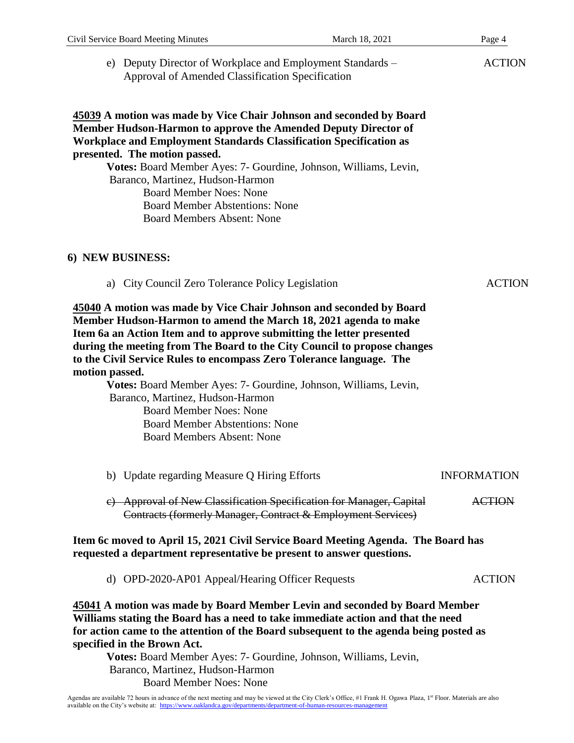e) Deputy Director of Workplace and Employment Standards – Approval of Amended Classification Specification — ACTION

**45039 A motion was made by Vice Chair Johnson and seconded by Board Member Hudson-Harmon to approve the Amended Deputy Director of Workplace and Employment Standards Classification Specification as presented. The motion passed.**

**Votes:** Board Member Ayes: 7- Gourdine, Johnson, Williams, Levin, Baranco, Martinez, Hudson-Harmon
Board Member Noes: None
Board Member Abstentions: None
Board Members Absent: None

## 6) NEW BUSINESS:

a) City Council Zero Tolerance Policy Legislation — ACTION

**45040 A motion was made by Vice Chair Johnson and seconded by Board Member Hudson-Harmon to amend the March 18, 2021 agenda to make Item 6a an Action Item and to approve submitting the letter presented during the meeting from The Board to the City Council to propose changes to the Civil Service Rules to encompass Zero Tolerance language. The motion passed.**

**Votes:** Board Member Ayes: 7- Gourdine, Johnson, Williams, Levin, Baranco, Martinez, Hudson-Harmon
Board Member Noes: None
Board Member Abstentions: None
Board Members Absent: None

b) Update regarding Measure Q Hiring Efforts — INFORMATION

~~c) Approval of New Classification Specification for Manager, Capital Contracts (formerly Manager, Contract & Employment Services) — ACTION~~

**Item 6c moved to April 15, 2021 Civil Service Board Meeting Agenda. The Board has requested a department representative be present to answer questions.**

d) OPD-2020-AP01 Appeal/Hearing Officer Requests — ACTION

**45041 A motion was made by Board Member Levin and seconded by Board Member Williams stating the Board has a need to take immediate action and that the need for action came to the attention of the Board subsequent to the agenda being posted as specified in the Brown Act.**

**Votes:** Board Member Ayes: 7- Gourdine, Johnson, Williams, Levin, Baranco, Martinez, Hudson-Harmon
Board Member Noes: None

Agendas are available 72 hours in advance of the next meeting and may be viewed at the City Clerk's Office, #1 Frank H. Ogawa Plaza, 1st Floor. Materials are also available on the City's website at: https://www.oaklandca.gov/departments/department-of-human-resources-management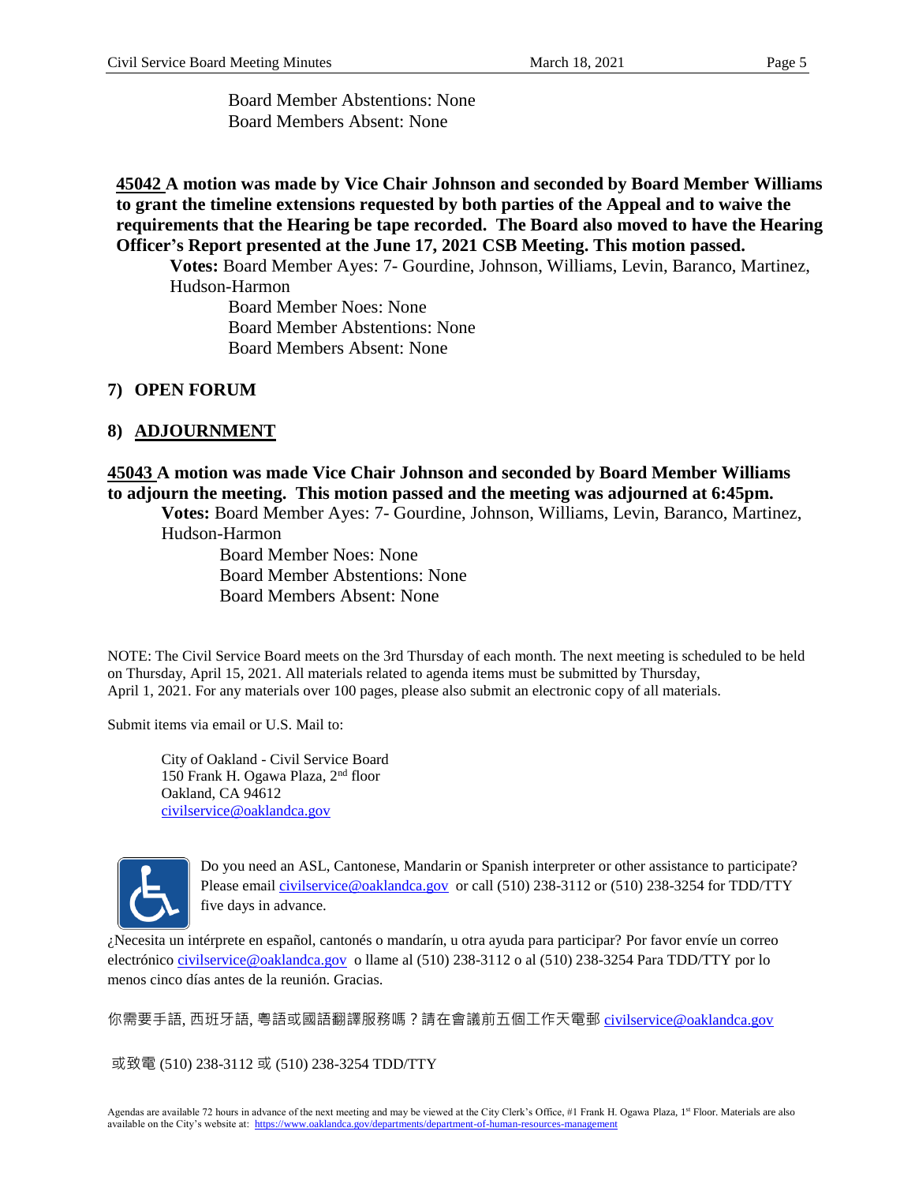Board Member Abstentions: None
Board Members Absent: None

**45042 A motion was made by Vice Chair Johnson and seconded by Board Member Williams to grant the timeline extensions requested by both parties of the Appeal and to waive the requirements that the Hearing be tape recorded. The Board also moved to have the Hearing Officer's Report presented at the June 17, 2021 CSB Meeting. This motion passed.**

**Votes:** Board Member Ayes: 7- Gourdine, Johnson, Williams, Levin, Baranco, Martinez, Hudson-Harmon

Board Member Noes: None
Board Member Abstentions: None
Board Members Absent: None

## 7) OPEN FORUM

## 8) ADJOURNMENT

**45043 A motion was made Vice Chair Johnson and seconded by Board Member Williams to adjourn the meeting. This motion passed and the meeting was adjourned at 6:45pm.**

**Votes:** Board Member Ayes: 7- Gourdine, Johnson, Williams, Levin, Baranco, Martinez, Hudson-Harmon

Board Member Noes: None
Board Member Abstentions: None
Board Members Absent: None

NOTE: The Civil Service Board meets on the 3rd Thursday of each month. The next meeting is scheduled to be held on Thursday, April 15, 2021. All materials related to agenda items must be submitted by Thursday, April 1, 2021. For any materials over 100 pages, please also submit an electronic copy of all materials.

Submit items via email or U.S. Mail to:

City of Oakland - Civil Service Board
150 Frank H. Ogawa Plaza, 2nd floor
Oakland, CA 94612
civilservice@oaklandca.gov

Do you need an ASL, Cantonese, Mandarin or Spanish interpreter or other assistance to participate? Please email civilservice@oaklandca.gov or call (510) 238-3112 or (510) 238-3254 for TDD/TTY five days in advance.

¿Necesita un intérprete en español, cantonés o mandarín, u otra ayuda para participar? Por favor envíe un correo electrónico civilservice@oaklandca.gov o llame al (510) 238-3112 o al (510) 238-3254 Para TDD/TTY por lo menos cinco días antes de la reunión. Gracias.

你需要手語, 西班牙語, 粵語或國語翻譯服務嗎？請在會議前五個工作天電郵 civilservice@oaklandca.gov

或致電 (510) 238-3112 或 (510) 238-3254 TDD/TTY

Agendas are available 72 hours in advance of the next meeting and may be viewed at the City Clerk's Office, #1 Frank H. Ogawa Plaza, 1st Floor. Materials are also available on the City's website at: https://www.oaklandca.gov/departments/department-of-human-resources-management